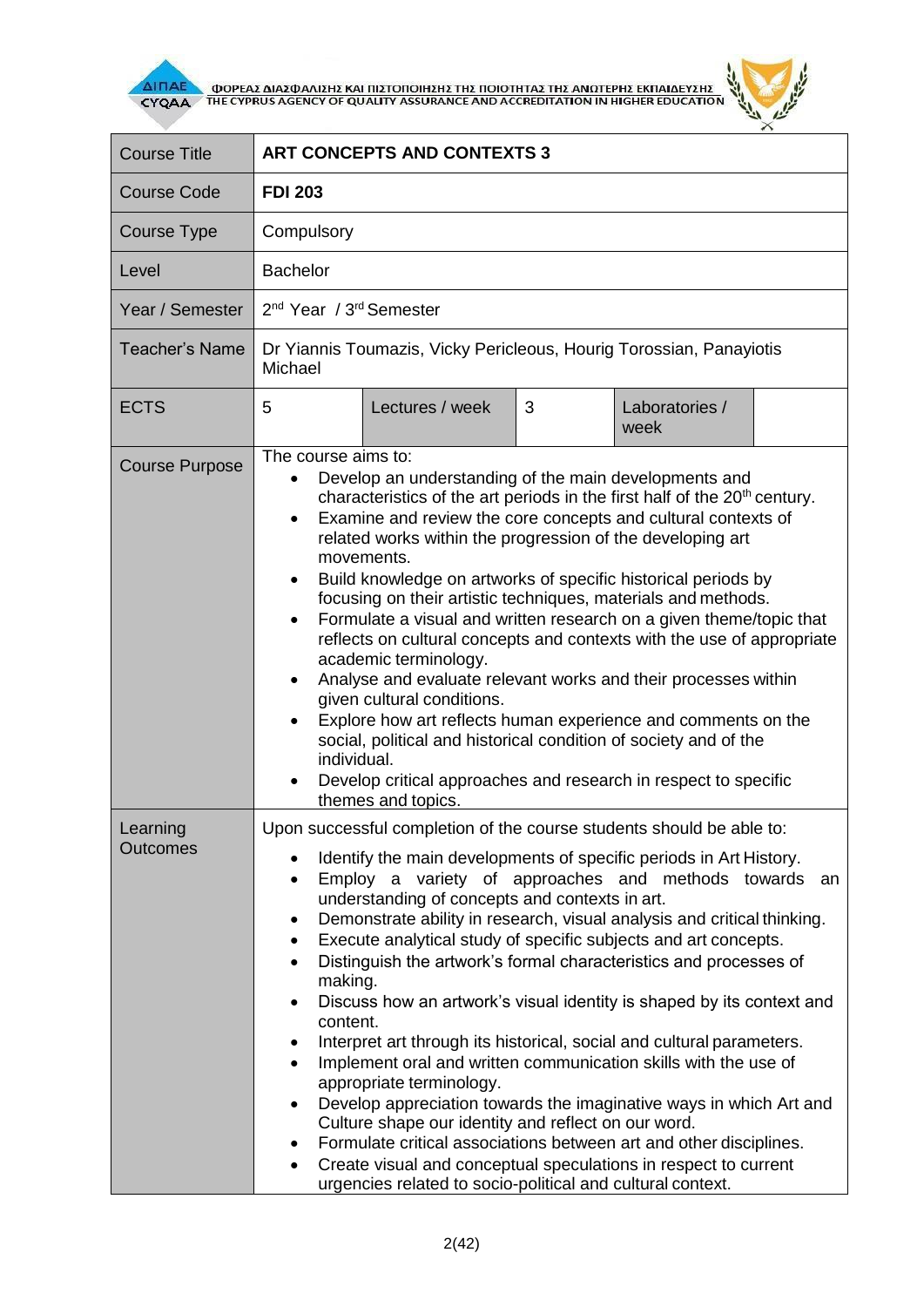ΦΟΡΕΑΣ ΔΙΑΣΦΑΛΙΣΗΣ ΚΑΙ ΠΙΣΤΟΠΟΙΗΣΗΣ ΤΗΣ ΠΟΙΟΤΗΤΑΣ ΤΗΣ ΑΝΩΤΕΡΗΣ ΕΚΠΑΙΔΕΥΣΗΣ
THE CYPRUS AGENCY OF QUALITY ASSURANCE AND ACCREDITATION IN HIGHER EDUCATION

| Course Title | **ART CONCEPTS AND CONTEXTS 3** | | | | |
|---|---|---|---|---|---|
| Course Code | **FDI 203** | | | | |
| Course Type | Compulsory | | | | |
| Level | Bachelor | | | | |
| Year / Semester | 2nd Year / 3rd Semester | | | | |
| Teacher's Name | Dr Yiannis Toumazis, Vicky Pericleous, Hourig Torossian, Panayiotis Michael | | | | |
| ECTS | 5 | Lectures / week | 3 | Laboratories / week | |
| Course Purpose | The course aims to:<br>• Develop an understanding of the main developments and characteristics of the art periods in the first half of the 20th century.<br>• Examine and review the core concepts and cultural contexts of related works within the progression of the developing art movements.<br>• Build knowledge on artworks of specific historical periods by focusing on their artistic techniques, materials and methods.<br>• Formulate a visual and written research on a given theme/topic that reflects on cultural concepts and contexts with the use of appropriate academic terminology.<br>• Analyse and evaluate relevant works and their processes within given cultural conditions.<br>• Explore how art reflects human experience and comments on the social, political and historical condition of society and of the individual.<br>• Develop critical approaches and research in respect to specific themes and topics. | | | | |
| Learning Outcomes | Upon successful completion of the course students should be able to:<br>• Identify the main developments of specific periods in Art History.<br>• Employ a variety of approaches and methods towards an understanding of concepts and contexts in art.<br>• Demonstrate ability in research, visual analysis and critical thinking.<br>• Execute analytical study of specific subjects and art concepts.<br>• Distinguish the artwork's formal characteristics and processes of making.<br>• Discuss how an artwork's visual identity is shaped by its context and content.<br>• Interpret art through its historical, social and cultural parameters.<br>• Implement oral and written communication skills with the use of appropriate terminology.<br>• Develop appreciation towards the imaginative ways in which Art and Culture shape our identity and reflect on our word.<br>• Formulate critical associations between art and other disciplines.<br>• Create visual and conceptual speculations in respect to current urgencies related to socio-political and cultural context. | | | | |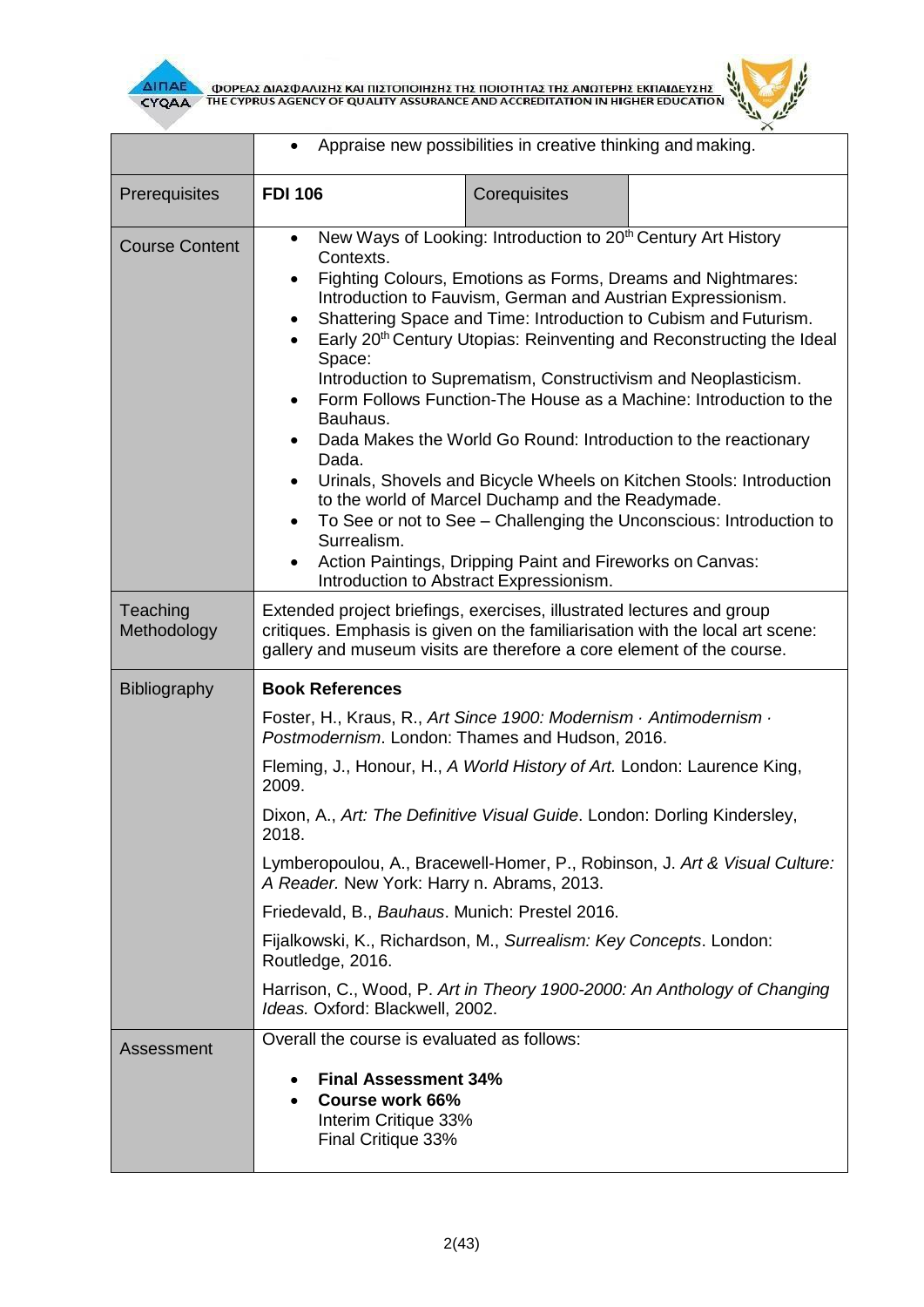| | |
|---|---|
| | • Appraise new possibilities in creative thinking and making. |
| Prerequisites | **FDI 106** \| Corequisites \| |
| Course Content | • New Ways of Looking: Introduction to 20th Century Art History Contexts.<br>• Fighting Colours, Emotions as Forms, Dreams and Nightmares: Introduction to Fauvism, German and Austrian Expressionism.<br>• Shattering Space and Time: Introduction to Cubism and Futurism.<br>• Early 20th Century Utopias: Reinventing and Reconstructing the Ideal Space:<br>Introduction to Suprematism, Constructivism and Neoplasticism.<br>• Form Follows Function-The House as a Machine: Introduction to the Bauhaus.<br>• Dada Makes the World Go Round: Introduction to the reactionary Dada.<br>• Urinals, Shovels and Bicycle Wheels on Kitchen Stools: Introduction to the world of Marcel Duchamp and the Readymade.<br>• To See or not to See – Challenging the Unconscious: Introduction to Surrealism.<br>• Action Paintings, Dripping Paint and Fireworks on Canvas: Introduction to Abstract Expressionism. |
| Teaching Methodology | Extended project briefings, exercises, illustrated lectures and group critiques. Emphasis is given on the familiarisation with the local art scene: gallery and museum visits are therefore a core element of the course. |
| Bibliography | **Book References**<br>Foster, H., Kraus, R., *Art Since 1900: Modernism · Antimodernism · Postmodernism*. London: Thames and Hudson, 2016.<br>Fleming, J., Honour, H., *A World History of Art.* London: Laurence King, 2009.<br>Dixon, A., *Art: The Definitive Visual Guide*. London: Dorling Kindersley, 2018.<br>Lymberopoulou, A., Bracewell-Homer, P., Robinson, J. *Art & Visual Culture: A Reader.* New York: Harry n. Abrams, 2013.<br>Friedevald, B., *Bauhaus*. Munich: Prestel 2016.<br>Fijalkowski, K., Richardson, M., *Surrealism: Key Concepts*. London: Routledge, 2016.<br>Harrison, C., Wood, P. *Art in Theory 1900-2000: An Anthology of Changing Ideas.* Oxford: Blackwell, 2002. |
| Assessment | Overall the course is evaluated as follows:<br>• **Final Assessment 34%**<br>• **Course work 66%**<br>Interim Critique 33%<br>Final Critique 33% |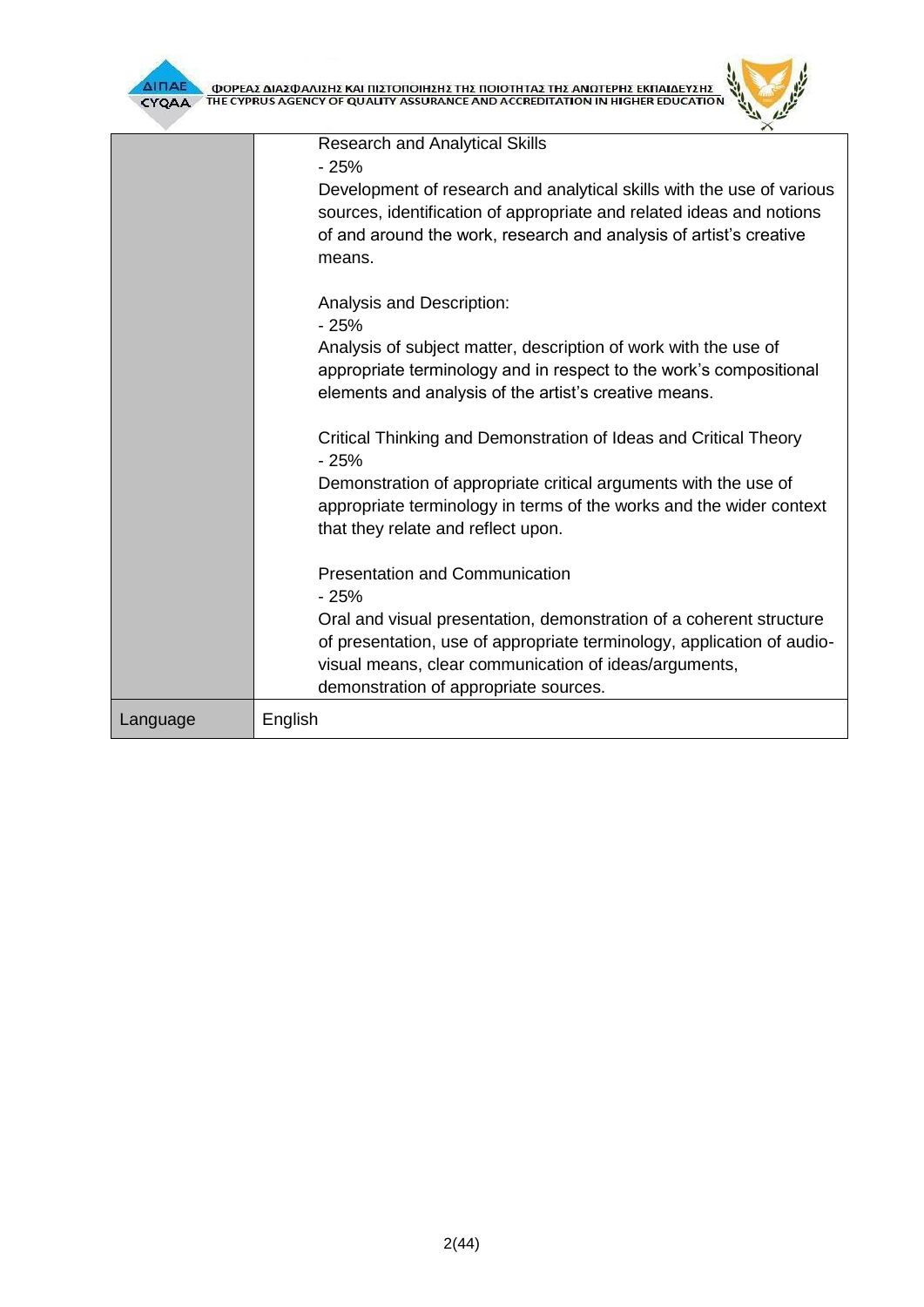| | |
|---|---|
| | Research and Analytical Skills<br>- 25%<br>Development of research and analytical skills with the use of various sources, identification of appropriate and related ideas and notions of and around the work, research and analysis of artist's creative means.<br><br>Analysis and Description:<br>- 25%<br>Analysis of subject matter, description of work with the use of appropriate terminology and in respect to the work's compositional elements and analysis of the artist's creative means.<br><br>Critical Thinking and Demonstration of Ideas and Critical Theory<br>- 25%<br>Demonstration of appropriate critical arguments with the use of appropriate terminology in terms of the works and the wider context that they relate and reflect upon.<br><br>Presentation and Communication<br>- 25%<br>Oral and visual presentation, demonstration of a coherent structure of presentation, use of appropriate terminology, application of audio-visual means, clear communication of ideas/arguments, demonstration of appropriate sources. |
| Language | English |